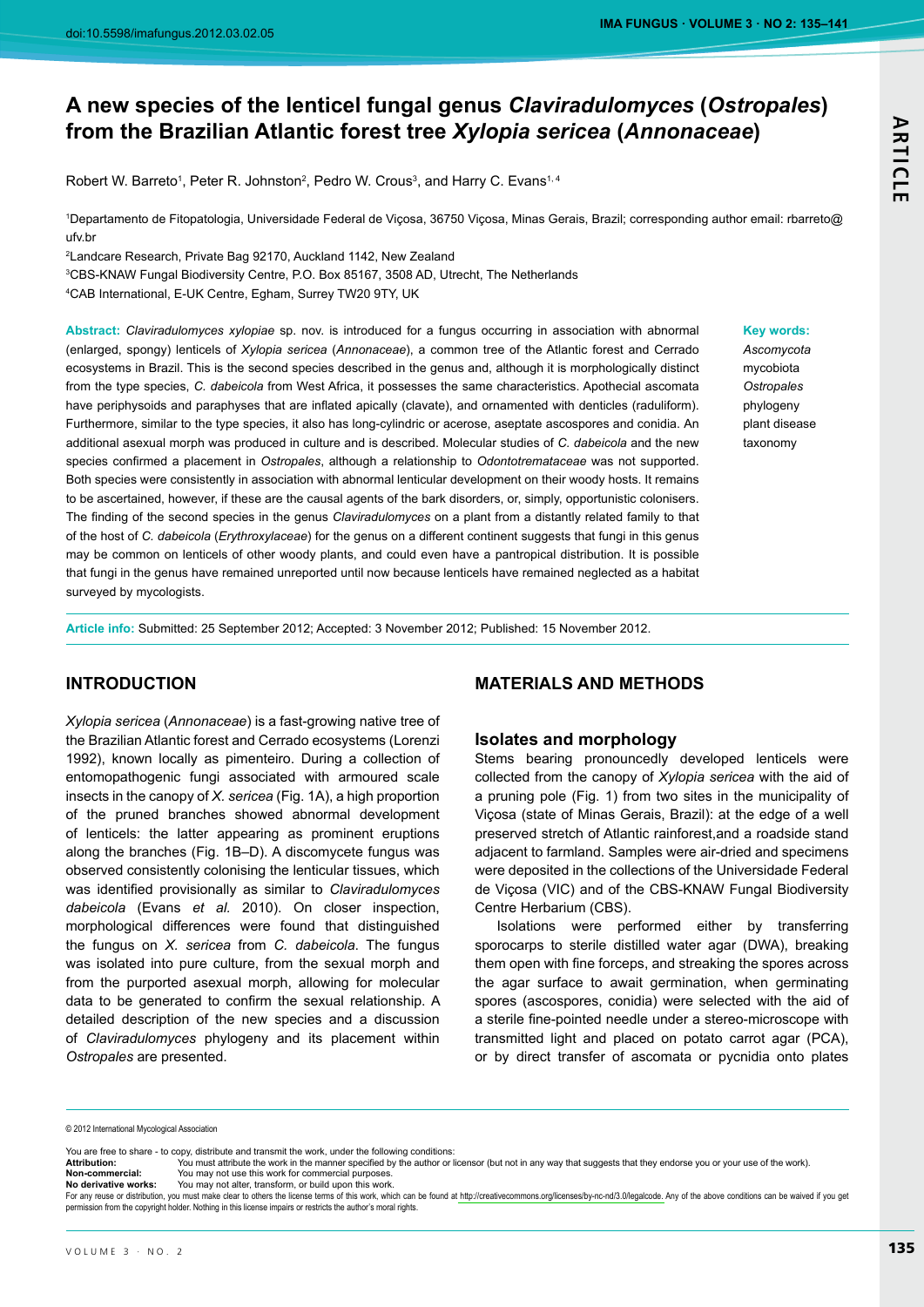# A new species of the lenticel fungal genus *Claviradulomyces* (*Ostropales*) from the Brazilian Atlantic forest tree *Xylopia sericea* (*Annonaceae*)

Robert W. Barreto[1], Peter R. Johnston[2], Pedro W. Crous[3], and Harry C. Evans[1,4]

[1]Departamento de Fitopatologia, Universidade Federal de Viçosa, 36750 Viçosa, Minas Gerais, Brazil; corresponding author email: rbarreto@ufv.br

[2]Landcare Research, Private Bag 92170, Auckland 1142, New Zealand

[3]CBS-KNAW Fungal Biodiversity Centre, P.O. Box 85167, 3508 AD, Utrecht, The Netherlands

[4]CAB International, E-UK Centre, Egham, Surrey TW20 9TY, UK

**Abstract:** *Claviradulomyces xylopiae* sp. nov. is introduced for a fungus occurring in association with abnormal (enlarged, spongy) lenticels of *Xylopia sericea* (*Annonaceae*), a common tree of the Atlantic forest and Cerrado ecosystems in Brazil. This is the second species described in the genus and, although it is morphologically distinct from the type species, *C. dabeicola* from West Africa, it possesses the same characteristics. Apothecial ascomata have periphysoids and paraphyses that are inflated apically (clavate), and ornamented with denticles (raduliform). Furthermore, similar to the type species, it also has long-cylindric or acerose, aseptate ascospores and conidia. An additional asexual morph was produced in culture and is described. Molecular studies of *C. dabeicola* and the new species confirmed a placement in *Ostropales*, although a relationship to *Odontotremataceae* was not supported. Both species were consistently in association with abnormal lenticular development on their woody hosts. It remains to be ascertained, however, if these are the causal agents of the bark disorders, or, simply, opportunistic colonisers. The finding of the second species in the genus *Claviradulomyces* on a plant from a distantly related family to that of the host of *C. dabeicola* (*Erythroxylaceae*) for the genus on a different continent suggests that fungi in this genus may be common on lenticels of other woody plants, and could even have a pantropical distribution. It is possible that fungi in the genus have remained unreported until now because lenticels have remained neglected as a habitat surveyed by mycologists.

**Key words:**
*Ascomycota*
mycobiota
*Ostropales*
phylogeny
plant disease
taxonomy

**Article info:** Submitted: 25 September 2012; Accepted: 3 November 2012; Published: 15 November 2012.

## INTRODUCTION

*Xylopia sericea* (*Annonaceae*) is a fast-growing native tree of the Brazilian Atlantic forest and Cerrado ecosystems (Lorenzi 1992), known locally as pimenteiro. During a collection of entomopathogenic fungi associated with armoured scale insects in the canopy of *X. sericea* (Fig. 1A), a high proportion of the pruned branches showed abnormal development of lenticels: the latter appearing as prominent eruptions along the branches (Fig. 1B–D). A discomycete fungus was observed consistently colonising the lenticular tissues, which was identified provisionally as similar to *Claviradulomyces dabeicola* (Evans *et al.* 2010). On closer inspection, morphological differences were found that distinguished the fungus on *X. sericea* from *C. dabeicola*. The fungus was isolated into pure culture, from the sexual morph and from the purported asexual morph, allowing for molecular data to be generated to confirm the sexual relationship. A detailed description of the new species and a discussion of *Claviradulomyces* phylogeny and its placement within *Ostropales* are presented.

## MATERIALS AND METHODS

### Isolates and morphology

Stems bearing pronouncedly developed lenticels were collected from the canopy of *Xylopia sericea* with the aid of a pruning pole (Fig. 1) from two sites in the municipality of Viçosa (state of Minas Gerais, Brazil): at the edge of a well preserved stretch of Atlantic rainforest,and a roadside stand adjacent to farmland. Samples were air-dried and specimens were deposited in the collections of the Universidade Federal de Viçosa (VIC) and of the CBS-KNAW Fungal Biodiversity Centre Herbarium (CBS).

Isolations were performed either by transferring sporocarps to sterile distilled water agar (DWA), breaking them open with fine forceps, and streaking the spores across the agar surface to await germination, when germinating spores (ascospores, conidia) were selected with the aid of a sterile fine-pointed needle under a stereo-microscope with transmitted light and placed on potato carrot agar (PCA), or by direct transfer of ascomata or pycnidia onto plates

© 2012 International Mycological Association

You are free to share - to copy, distribute and transmit the work, under the following conditions:
**Attribution:** You must attribute the work in the manner specified by the author or licensor (but not in any way that suggests that they endorse you or your use of the work).
**Non-commercial:** You may not use this work for commercial purposes.
**No derivative works:** You may not alter, transform, or build upon this work.
For any reuse or distribution, you must make clear to others the license terms of this work, which can be found at http://creativecommons.org/licenses/by-nc-nd/3.0/legalcode. Any of the above conditions can be waived if you get permission from the copyright holder. Nothing in this license impairs or restricts the author's moral rights.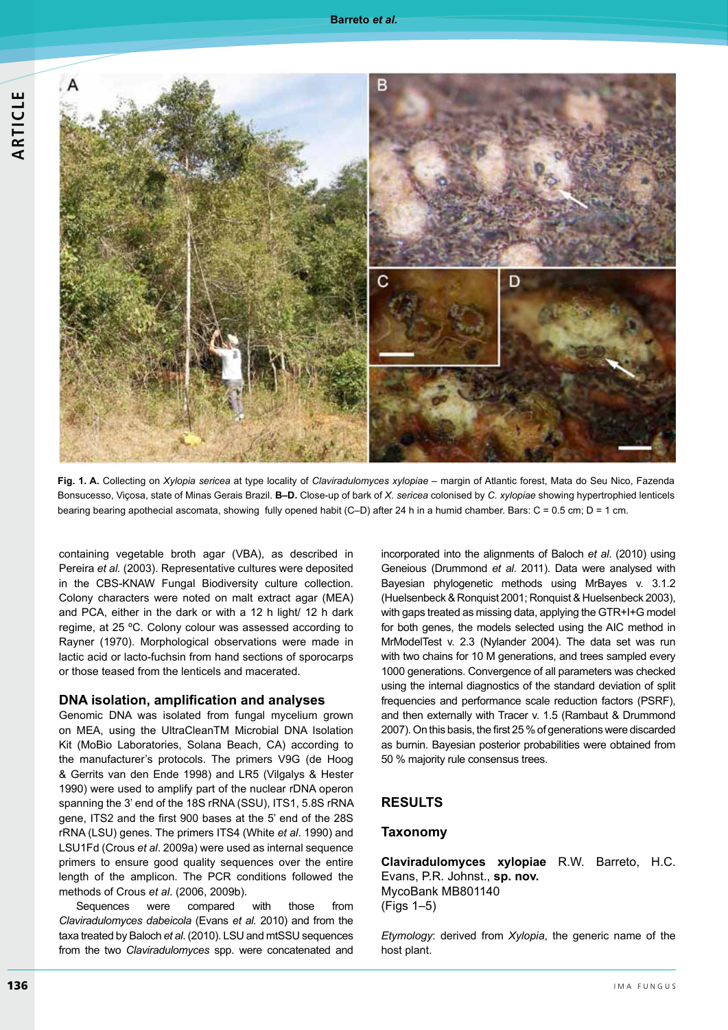**Fig. 1. A.** Collecting on *Xylopia sericea* at type locality of *Claviradulomyces xylopiae* – margin of Atlantic forest, Mata do Seu Nico, Fazenda Bonsucesso, Viçosa, state of Minas Gerais Brazil. **B–D.** Close-up of bark of *X. sericea* colonised by *C. xylopiae* showing hypertrophied lenticels bearing bearing apothecial ascomata, showing fully opened habit (C–D) after 24 h in a humid chamber. Bars: C = 0.5 cm; D = 1 cm.

containing vegetable broth agar (VBA), as described in Pereira *et al.* (2003). Representative cultures were deposited in the CBS-KNAW Fungal Biodiversity culture collection. Colony characters were noted on malt extract agar (MEA) and PCA, either in the dark or with a 12 h light/ 12 h dark regime, at 25 ºC. Colony colour was assessed according to Rayner (1970). Morphological observations were made in lactic acid or lacto-fuchsin from hand sections of sporocarps or those teased from the lenticels and macerated.

## DNA isolation, amplification and analyses

Genomic DNA was isolated from fungal mycelium grown on MEA, using the UltraCleanTM Microbial DNA Isolation Kit (MoBio Laboratories, Solana Beach, CA) according to the manufacturer's protocols. The primers V9G (de Hoog & Gerrits van den Ende 1998) and LR5 (Vilgalys & Hester 1990) were used to amplify part of the nuclear rDNA operon spanning the 3' end of the 18S rRNA (SSU), ITS1, 5.8S rRNA gene, ITS2 and the first 900 bases at the 5' end of the 28S rRNA (LSU) genes. The primers ITS4 (White *et al*. 1990) and LSU1Fd (Crous *et al*. 2009a) were used as internal sequence primers to ensure good quality sequences over the entire length of the amplicon. The PCR conditions followed the methods of Crous *et al*. (2006, 2009b).

Sequences were compared with those from *Claviradulomyces dabeicola* (Evans *et al.* 2010) and from the taxa treated by Baloch *et al*. (2010). LSU and mtSSU sequences from the two *Claviradulomyces* spp. were concatenated and incorporated into the alignments of Baloch *et al*. (2010) using Geneious (Drummond *et al*. 2011). Data were analysed with Bayesian phylogenetic methods using MrBayes v. 3.1.2 (Huelsenbeck & Ronquist 2001; Ronquist & Huelsenbeck 2003), with gaps treated as missing data, applying the GTR+I+G model for both genes, the models selected using the AIC method in MrModelTest v. 2.3 (Nylander 2004). The data set was run with two chains for 10 M generations, and trees sampled every 1000 generations. Convergence of all parameters was checked using the internal diagnostics of the standard deviation of split frequencies and performance scale reduction factors (PSRF), and then externally with Tracer v. 1.5 (Rambaut & Drummond 2007). On this basis, the first 25 % of generations were discarded as burnin. Bayesian posterior probabilities were obtained from 50 % majority rule consensus trees.

# RESULTS

## Taxonomy

**Claviradulomyces xylopiae** R.W. Barreto, H.C. Evans, P.R. Johnst., **sp. nov.**
MycoBank MB801140
(Figs 1–5)

*Etymology*: derived from *Xylopia*, the generic name of the host plant.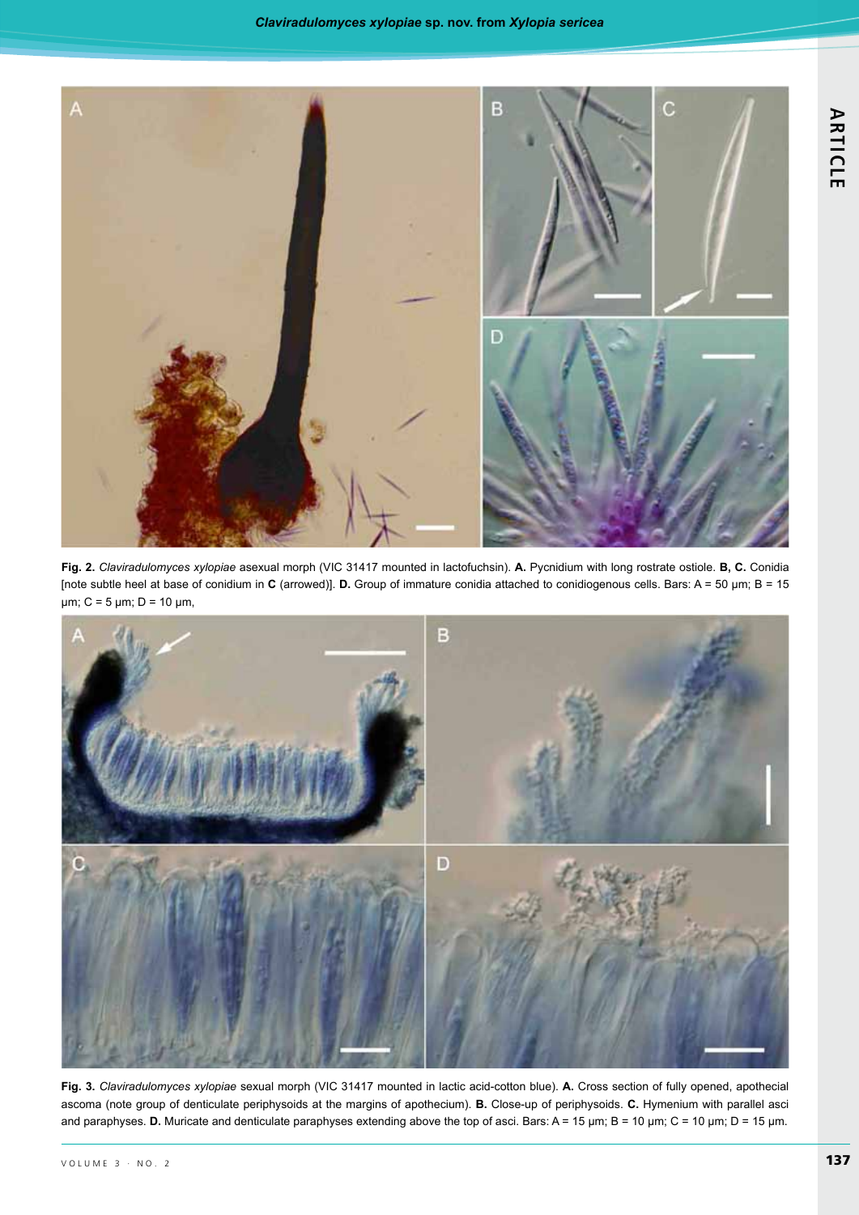**Fig. 2.** *Claviradulomyces xylopiae* asexual morph (VIC 31417 mounted in lactofuchsin). **A.** Pycnidium with long rostrate ostiole. **B, C.** Conidia [note subtle heel at base of conidium in **C** (arrowed)]. **D.** Group of immature conidia attached to conidiogenous cells. Bars: A = 50 µm; B = 15 µm; C = 5 µm; D = 10 µm,

**Fig. 3.** *Claviradulomyces xylopiae* sexual morph (VIC 31417 mounted in lactic acid-cotton blue). **A.** Cross section of fully opened, apothecial ascoma (note group of denticulate periphysoids at the margins of apothecium). **B.** Close-up of periphysoids. **C.** Hymenium with parallel asci and paraphyses. **D.** Muricate and denticulate paraphyses extending above the top of asci. Bars: A = 15 µm; B = 10 µm; C = 10 µm; D = 15 µm.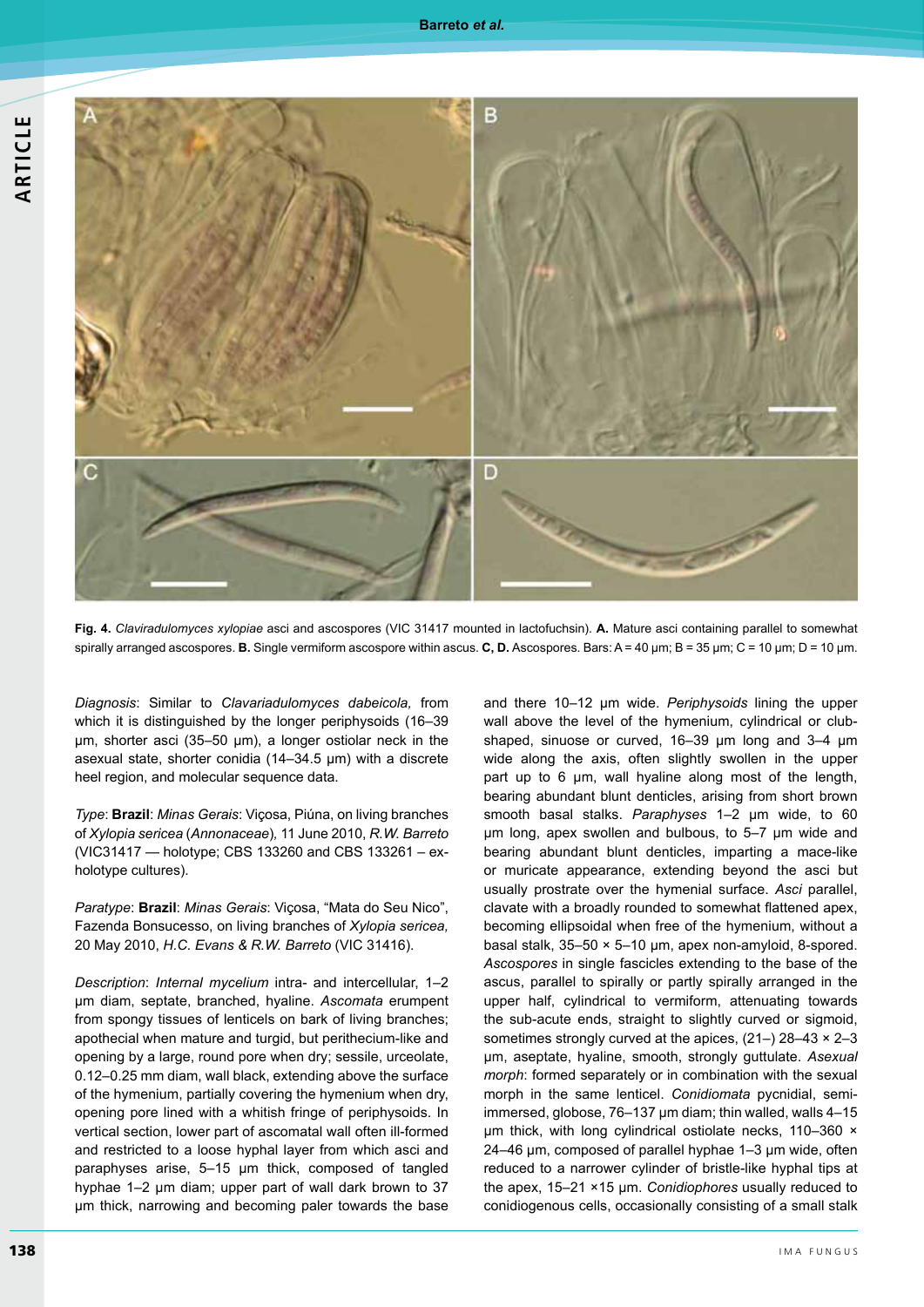**Fig. 4.** *Claviradulomyces xylopiae* asci and ascospores (VIC 31417 mounted in lactofuchsin). **A.** Mature asci containing parallel to somewhat spirally arranged ascospores. **B.** Single vermiform ascospore within ascus. **C, D.** Ascospores. Bars: A = 40 µm; B = 35 µm; C = 10 µm; D = 10 µm.

*Diagnosis*: Similar to *Clavariadulomyces dabeicola,* from which it is distinguished by the longer periphysoids (16–39 µm, shorter asci (35–50 µm), a longer ostiolar neck in the asexual state, shorter conidia (14–34.5 µm) with a discrete heel region, and molecular sequence data.

*Type*: **Brazil**: *Minas Gerais*: Viçosa, Piúna, on living branches of *Xylopia sericea* (*Annonaceae*), 11 June 2010, *R.W. Barreto* (VIC31417 — holotype; CBS 133260 and CBS 133261 – ex-holotype cultures).

*Paratype*: **Brazil**: *Minas Gerais*: Viçosa, "Mata do Seu Nico", Fazenda Bonsucesso, on living branches of *Xylopia sericea,* 20 May 2010, *H.C. Evans & R.W. Barreto* (VIC 31416).

*Description*: *Internal mycelium* intra- and intercellular, 1–2 µm diam, septate, branched, hyaline. *Ascomata* erumpent from spongy tissues of lenticels on bark of living branches; apothecial when mature and turgid, but perithecium-like and opening by a large, round pore when dry; sessile, urceolate, 0.12–0.25 mm diam, wall black, extending above the surface of the hymenium, partially covering the hymenium when dry, opening pore lined with a whitish fringe of periphysoids. In vertical section, lower part of ascomatal wall often ill-formed and restricted to a loose hyphal layer from which asci and paraphyses arise, 5–15 µm thick, composed of tangled hyphae 1–2 µm diam; upper part of wall dark brown to 37 µm thick, narrowing and becoming paler towards the base and there 10–12 µm wide. *Periphysoids* lining the upper wall above the level of the hymenium, cylindrical or club-shaped, sinuose or curved, 16–39 µm long and 3–4 µm wide along the axis, often slightly swollen in the upper part up to 6 µm, wall hyaline along most of the length, bearing abundant blunt denticles, arising from short brown smooth basal stalks. *Paraphyses* 1–2 µm wide, to 60 µm long, apex swollen and bulbous, to 5–7 µm wide and bearing abundant blunt denticles, imparting a mace-like or muricate appearance, extending beyond the asci but usually prostrate over the hymenial surface. *Asci* parallel, clavate with a broadly rounded to somewhat flattened apex, becoming ellipsoidal when free of the hymenium, without a basal stalk, 35–50 × 5–10 µm, apex non-amyloid, 8-spored. *Ascospores* in single fascicles extending to the base of the ascus, parallel to spirally or partly spirally arranged in the upper half, cylindrical to vermiform, attenuating towards the sub-acute ends, straight to slightly curved or sigmoid, sometimes strongly curved at the apices, (21–) 28–43 × 2–3 µm, aseptate, hyaline, smooth, strongly guttulate. *Asexual morph*: formed separately or in combination with the sexual morph in the same lenticel. *Conidiomata* pycnidial, semi-immersed, globose, 76–137 µm diam; thin walled, walls 4–15 µm thick, with long cylindrical ostiolate necks, 110–360 × 24–46 µm, composed of parallel hyphae 1–3 µm wide, often reduced to a narrower cylinder of bristle-like hyphal tips at the apex, 15–21 ×15 µm. *Conidiophores* usually reduced to conidiogenous cells, occasionally consisting of a small stalk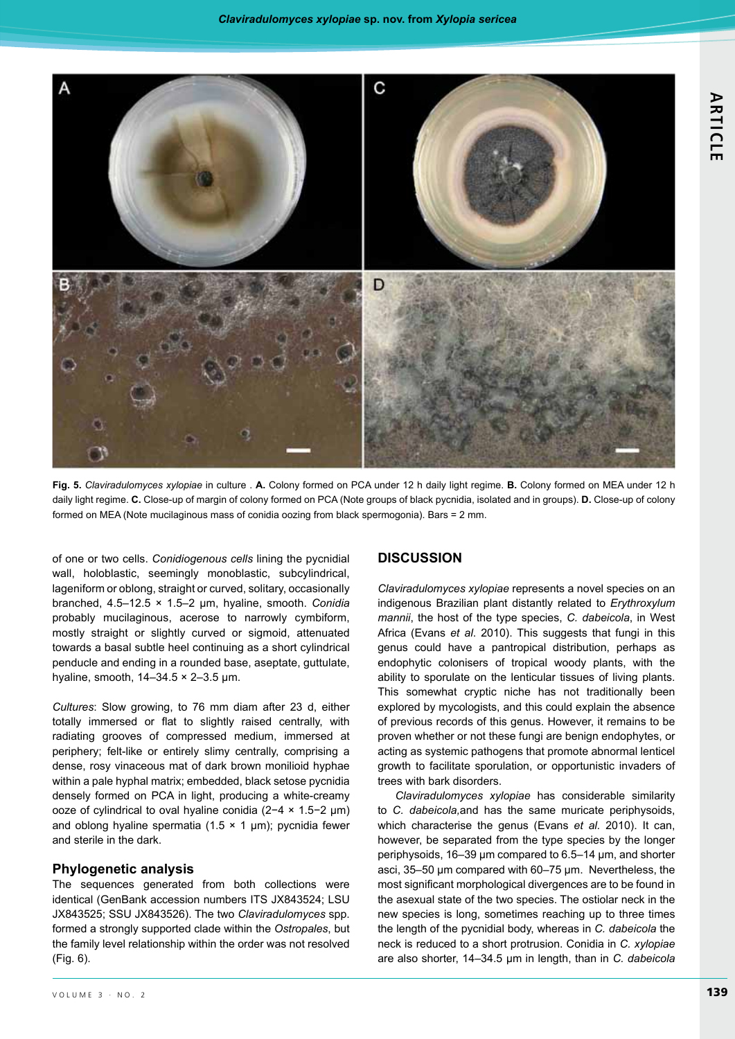**Fig. 5.** *Claviradulomyces xylopiae* in culture . **A.** Colony formed on PCA under 12 h daily light regime. **B.** Colony formed on MEA under 12 h daily light regime. **C.** Close-up of margin of colony formed on PCA (Note groups of black pycnidia, isolated and in groups). **D.** Close-up of colony formed on MEA (Note mucilaginous mass of conidia oozing from black spermogonia). Bars = 2 mm.

of one or two cells. *Conidiogenous cells* lining the pycnidial wall, holoblastic, seemingly monoblastic, subcylindrical, lageniform or oblong, straight or curved, solitary, occasionally branched, 4.5–12.5 × 1.5–2 µm, hyaline, smooth. *Conidia* probably mucilaginous, acerose to narrowly cymbiform, mostly straight or slightly curved or sigmoid, attenuated towards a basal subtle heel continuing as a short cylindrical penducle and ending in a rounded base, aseptate, guttulate, hyaline, smooth, 14–34.5 × 2–3.5 µm.

*Cultures*: Slow growing, to 76 mm diam after 23 d, either totally immersed or flat to slightly raised centrally, with radiating grooves of compressed medium, immersed at periphery; felt-like or entirely slimy centrally, comprising a dense, rosy vinaceous mat of dark brown monilioid hyphae within a pale hyphal matrix; embedded, black setose pycnidia densely formed on PCA in light, producing a white-creamy ooze of cylindrical to oval hyaline conidia (2−4 × 1.5−2 µm) and oblong hyaline spermatia (1.5 × 1 µm); pycnidia fewer and sterile in the dark.

## Phylogenetic analysis

The sequences generated from both collections were identical (GenBank accession numbers ITS JX843524; LSU JX843525; SSU JX843526). The two *Claviradulomyces* spp. formed a strongly supported clade within the *Ostropales*, but the family level relationship within the order was not resolved (Fig. 6).

## DISCUSSION

*Claviradulomyces xylopiae* represents a novel species on an indigenous Brazilian plant distantly related to *Erythroxylum mannii*, the host of the type species, *C. dabeicola*, in West Africa (Evans *et al*. 2010). This suggests that fungi in this genus could have a pantropical distribution, perhaps as endophytic colonisers of tropical woody plants, with the ability to sporulate on the lenticular tissues of living plants. This somewhat cryptic niche has not traditionally been explored by mycologists, and this could explain the absence of previous records of this genus. However, it remains to be proven whether or not these fungi are benign endophytes, or acting as systemic pathogens that promote abnormal lenticel growth to facilitate sporulation, or opportunistic invaders of trees with bark disorders.

*Claviradulomyces xylopiae* has considerable similarity to *C. dabeicola,*and has the same muricate periphysoids, which characterise the genus (Evans *et al.* 2010). It can, however, be separated from the type species by the longer periphysoids, 16–39 µm compared to 6.5–14 µm, and shorter asci, 35–50 µm compared with 60–75 µm. Nevertheless, the most significant morphological divergences are to be found in the asexual state of the two species. The ostiolar neck in the new species is long, sometimes reaching up to three times the length of the pycnidial body, whereas in *C. dabeicola* the neck is reduced to a short protrusion. Conidia in *C. xylopiae* are also shorter, 14–34.5 µm in length, than in *C. dabeicola*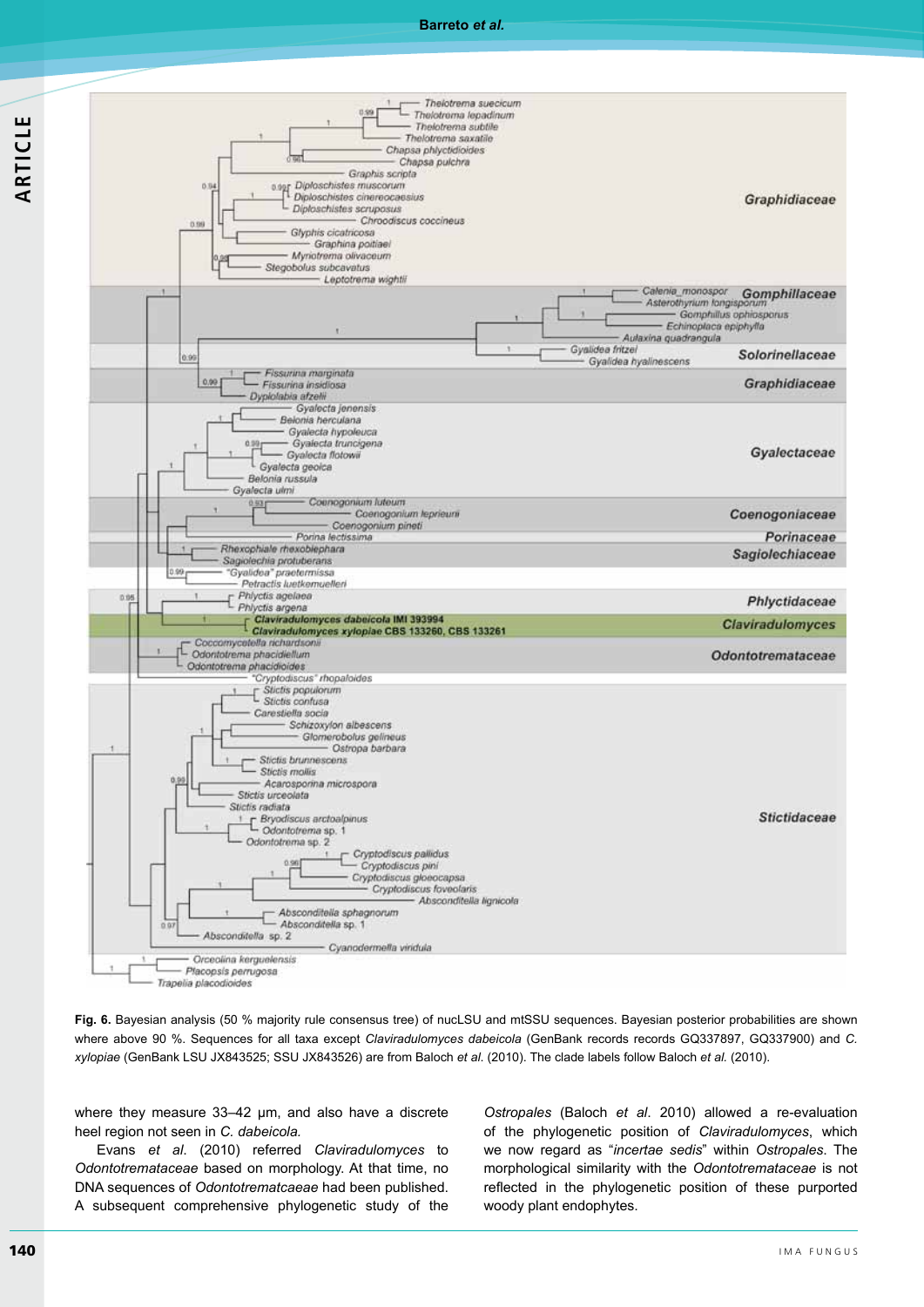**Fig. 6.** Bayesian analysis (50 % majority rule consensus tree) of nucLSU and mtSSU sequences. Bayesian posterior probabilities are shown where above 90 %. Sequences for all taxa except *Claviradulomyces dabeicola* (GenBank records records GQ337897, GQ337900) and *C. xylopiae* (GenBank LSU JX843525; SSU JX843526) are from Baloch *et al.* (2010). The clade labels follow Baloch *et al.* (2010).

where they measure 33–42 µm, and also have a discrete heel region not seen in *C. dabeicola.*

Evans *et al.* (2010) referred *Claviradulomyces* to *Odontotremataceae* based on morphology. At that time, no DNA sequences of *Odontotrematcaeae* had been published. A subsequent comprehensive phylogenetic study of the *Ostropales* (Baloch *et al*. 2010) allowed a re-evaluation of the phylogenetic position of *Claviradulomyces*, which we now regard as "*incertae sedis*" within *Ostropales*. The morphological similarity with the *Odontotremataceae* is not reflected in the phylogenetic position of these purported woody plant endophytes.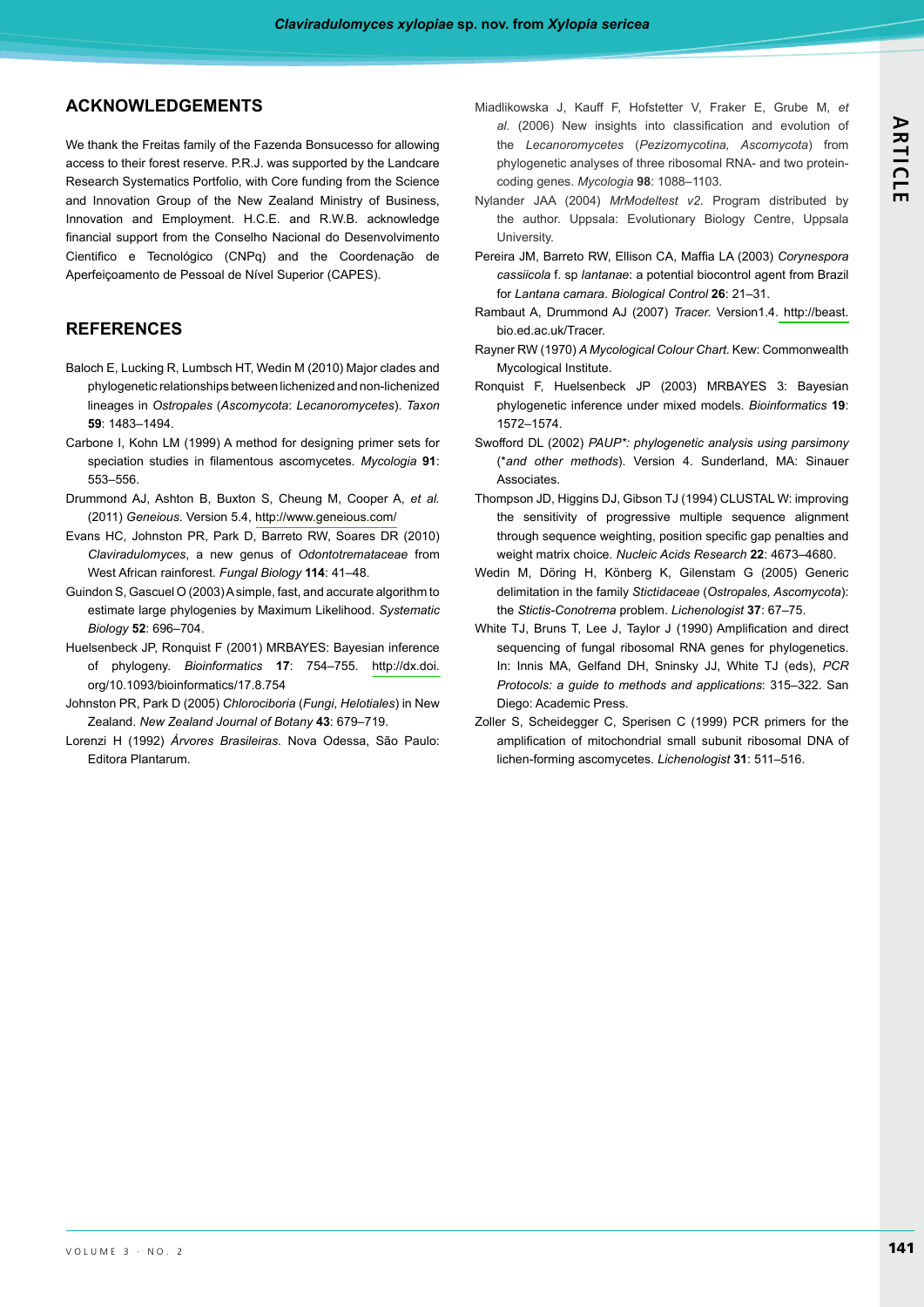## ACKNOWLEDGEMENTS

We thank the Freitas family of the Fazenda Bonsucesso for allowing access to their forest reserve. P.R.J. was supported by the Landcare Research Systematics Portfolio, with Core funding from the Science and Innovation Group of the New Zealand Ministry of Business, Innovation and Employment. H.C.E. and R.W.B. acknowledge financial support from the Conselho Nacional do Desenvolvimento Cientifico e Tecnológico (CNPq) and the Coordenação de Aperfeiçoamento de Pessoal de Nível Superior (CAPES).

## REFERENCES

Baloch E, Lucking R, Lumbsch HT, Wedin M (2010) Major clades and phylogenetic relationships between lichenized and non-lichenized lineages in *Ostropales* (*Ascomycota*: *Lecanoromycetes*). *Taxon* **59**: 1483–1494.

Carbone I, Kohn LM (1999) A method for designing primer sets for speciation studies in filamentous ascomycetes. *Mycologia* **91**: 553–556.

Drummond AJ, Ashton B, Buxton S, Cheung M, Cooper A, *et al.* (2011) *Geneious*. Version 5.4, http://www.geneious.com/

Evans HC, Johnston PR, Park D, Barreto RW, Soares DR (2010) *Claviradulomyces*, a new genus of *Odontotremataceae* from West African rainforest. *Fungal Biology* **114**: 41–48.

Guindon S, Gascuel O (2003) A simple, fast, and accurate algorithm to estimate large phylogenies by Maximum Likelihood. *Systematic Biology* **52**: 696–704.

Huelsenbeck JP, Ronquist F (2001) MRBAYES: Bayesian inference of phylogeny. *Bioinformatics* **17**: 754–755. http://dx.doi.org/10.1093/bioinformatics/17.8.754

Johnston PR, Park D (2005) *Chlorociboria* (*Fungi*, *Helotiales*) in New Zealand. *New Zealand Journal of Botany* **43**: 679–719.

Lorenzi H (1992) *Árvores Brasileiras*. Nova Odessa, São Paulo: Editora Plantarum.

Miadlikowska J, Kauff F, Hofstetter V, Fraker E, Grube M, *et al.* (2006) New insights into classification and evolution of the *Lecanoromycetes* (*Pezizomycotina, Ascomycota*) from phylogenetic analyses of three ribosomal RNA- and two protein-coding genes. *Mycologia* **98**: 1088–1103.

Nylander JAA (2004) *MrModeltest v2*. Program distributed by the author. Uppsala: Evolutionary Biology Centre, Uppsala University.

Pereira JM, Barreto RW, Ellison CA, Maffia LA (2003) *Corynespora cassiicola* f. sp *lantanae*: a potential biocontrol agent from Brazil for *Lantana camara*. *Biological Control* **26**: 21–31.

Rambaut A, Drummond AJ (2007) *Tracer.* Version1.4. http://beast.bio.ed.ac.uk/Tracer.

Rayner RW (1970) *A Mycological Colour Chart*. Kew: Commonwealth Mycological Institute.

Ronquist F, Huelsenbeck JP (2003) MRBAYES 3: Bayesian phylogenetic inference under mixed models. *Bioinformatics* **19**: 1572–1574.

Swofford DL (2002) *PAUP*\*: phylogenetic analysis using parsimony (\*and other methods)*. Version 4. Sunderland, MA: Sinauer Associates.

Thompson JD, Higgins DJ, Gibson TJ (1994) CLUSTAL W: improving the sensitivity of progressive multiple sequence alignment through sequence weighting, position specific gap penalties and weight matrix choice. *Nucleic Acids Research* **22**: 4673–4680.

Wedin M, Döring H, Könberg K, Gilenstam G (2005) Generic delimitation in the family *Stictidaceae* (*Ostropales, Ascomycota*): the *Stictis-Conotrema* problem. *Lichenologist* **37**: 67–75.

White TJ, Bruns T, Lee J, Taylor J (1990) Amplification and direct sequencing of fungal ribosomal RNA genes for phylogenetics. In: Innis MA, Gelfand DH, Sninsky JJ, White TJ (eds), *PCR Protocols: a guide to methods and applications*: 315–322. San Diego: Academic Press.

Zoller S, Scheidegger C, Sperisen C (1999) PCR primers for the amplification of mitochondrial small subunit ribosomal DNA of lichen-forming ascomycetes. *Lichenologist* **31**: 511–516.